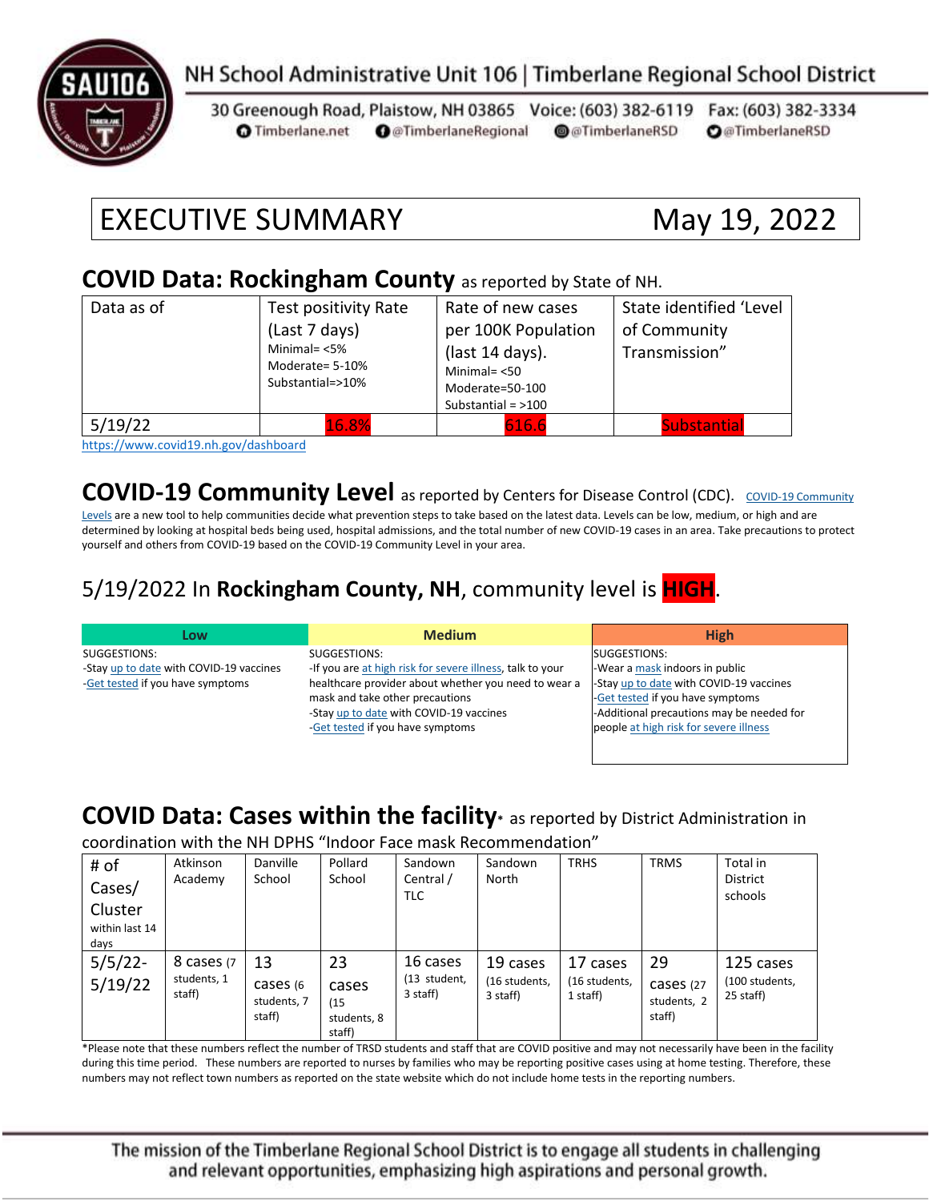NH School Administrative Unit 106 | Timberlane Regional School District

30 Greenough Road, Plaistow, NH 03865 Voice: (603) 382-6119 Fax: (603) 382-3334
Timberlane.net @TimberlaneRegional @TimberlaneRSD @TimberlaneRSD

# EXECUTIVE SUMMARY May 19, 2022

## COVID Data: Rockingham County as reported by State of NH.

| Data as of | Test positivity Rate (Last 7 days) Minimal= <5% Moderate= 5-10% Substantial=>10% | Rate of new cases per 100K Population (last 14 days). Minimal= <50 Moderate=50-100 Substantial = >100 | State identified 'Level of Community Transmission" |
|---|---|---|---|
| 5/19/22 | 16.8% | 616.6 | Substantial |

https://www.covid19.nh.gov/dashboard

## COVID-19 Community Level as reported by Centers for Disease Control (CDC).

COVID-19 Community Levels are a new tool to help communities decide what prevention steps to take based on the latest data. Levels can be low, medium, or high and are determined by looking at hospital beds being used, hospital admissions, and the total number of new COVID-19 cases in an area. Take precautions to protect yourself and others from COVID-19 based on the COVID-19 Community Level in your area.

## 5/19/2022 In **Rockingham County, NH**, community level is **HIGH**.

| Low | Medium | High |
|---|---|---|
| SUGGESTIONS:<br>-Stay up to date with COVID-19 vaccines<br>-Get tested if you have symptoms | SUGGESTIONS:<br>-If you are at high risk for severe illness, talk to your healthcare provider about whether you need to wear a mask and take other precautions<br>-Stay up to date with COVID-19 vaccines<br>-Get tested if you have symptoms | SUGGESTIONS:<br>-Wear a mask indoors in public<br>-Stay up to date with COVID-19 vaccines<br>-Get tested if you have symptoms<br>-Additional precautions may be needed for people at high risk for severe illness |

## COVID Data: Cases within the facility* as reported by District Administration in coordination with the NH DPHS "Indoor Face mask Recommendation"

| # of Cases/ Cluster within last 14 days | Atkinson Academy | Danville School | Pollard School | Sandown Central / TLC | Sandown North | TRHS | TRMS | Total in District schools |
|---|---|---|---|---|---|---|---|---|
| 5/5/22-5/19/22 | 8 cases (7 students, 1 staff) | 13 cases (6 students, 7 staff) | 23 cases (15 students, 8 staff) | 16 cases (13 student, 3 staff) | 19 cases (16 students, 3 staff) | 17 cases (16 students, 1 staff) | 29 cases (27 students, 2 staff) | 125 cases (100 students, 25 staff) |

*Please note that these numbers reflect the number of TRSD students and staff that are COVID positive and may not necessarily have been in the facility during this time period. These numbers are reported to nurses by families who may be reporting positive cases using at home testing. Therefore, these numbers may not reflect town numbers as reported on the state website which do not include home tests in the reporting numbers.

The mission of the Timberlane Regional School District is to engage all students in challenging and relevant opportunities, emphasizing high aspirations and personal growth.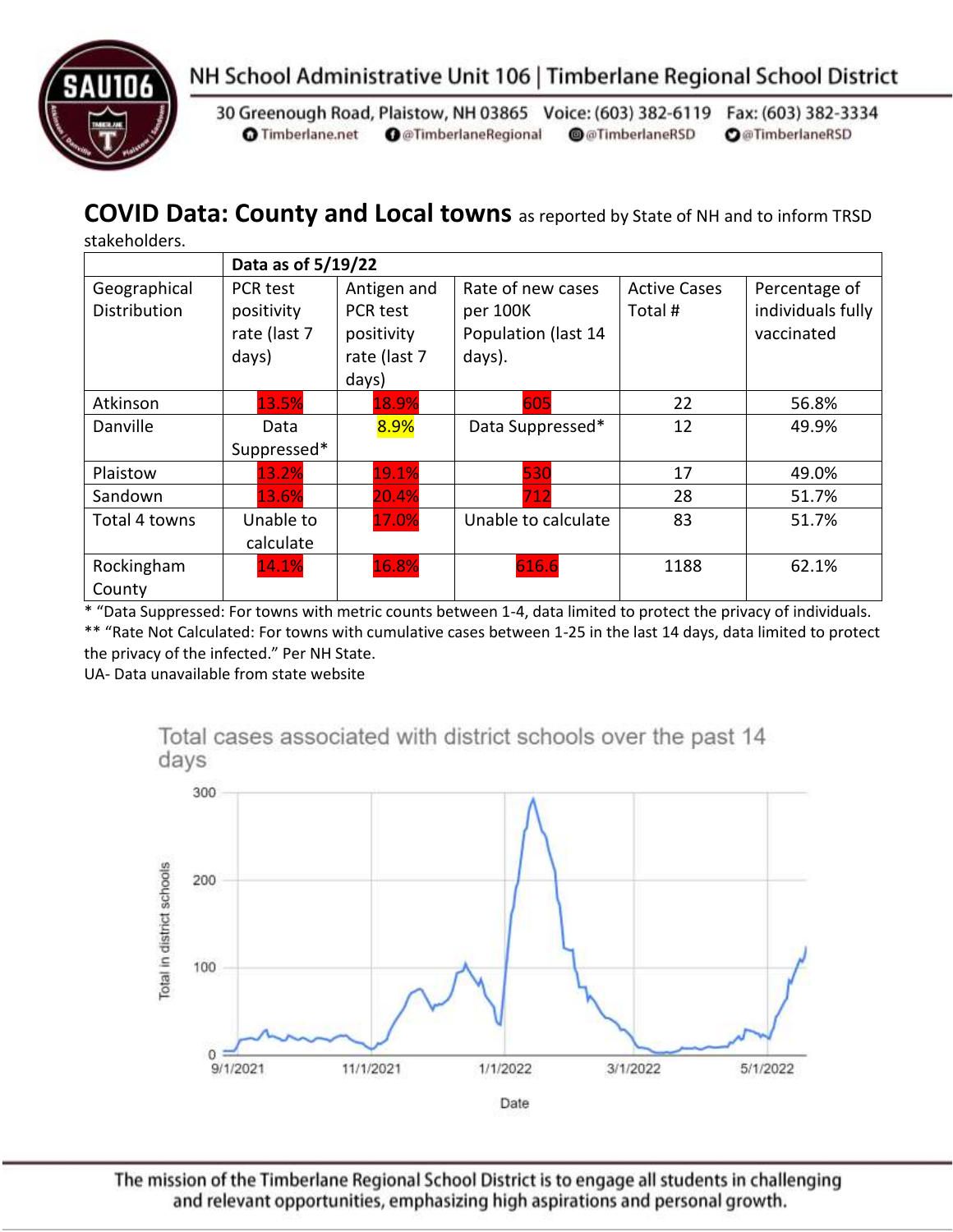NH School Administrative Unit 106 | Timberlane Regional School District

30 Greenough Road, Plaistow, NH 03865 Voice: (603) 382-6119 Fax: (603) 382-3334
Timberlane.net @TimberlaneRegional @TimberlaneRSD @TimberlaneRSD

## COVID Data: County and Local towns as reported by State of NH and to inform TRSD stakeholders.

| | Data as of 5/19/22 | | | | |
|---|---|---|---|---|---|
| Geographical Distribution | PCR test positivity rate (last 7 days) | Antigen and PCR test positivity rate (last 7 days) | Rate of new cases per 100K Population (last 14 days). | Active Cases Total # | Percentage of individuals fully vaccinated |
| Atkinson | 13.5% | 18.9% | 605 | 22 | 56.8% |
| Danville | Data Suppressed* | 8.9% | Data Suppressed* | 12 | 49.9% |
| Plaistow | 13.2% | 19.1% | 530 | 17 | 49.0% |
| Sandown | 13.6% | 20.4% | 712 | 28 | 51.7% |
| Total 4 towns | Unable to calculate | 17.0% | Unable to calculate | 83 | 51.7% |
| Rockingham County | 14.1% | 16.8% | 616.6 | 1188 | 62.1% |

* "Data Suppressed: For towns with metric counts between 1-4, data limited to protect the privacy of individuals.
** "Rate Not Calculated: For towns with cumulative cases between 1-25 in the last 14 days, data limited to protect the privacy of the infected." Per NH State.
UA- Data unavailable from state website

Total cases associated with district schools over the past 14 days

The mission of the Timberlane Regional School District is to engage all students in challenging and relevant opportunities, emphasizing high aspirations and personal growth.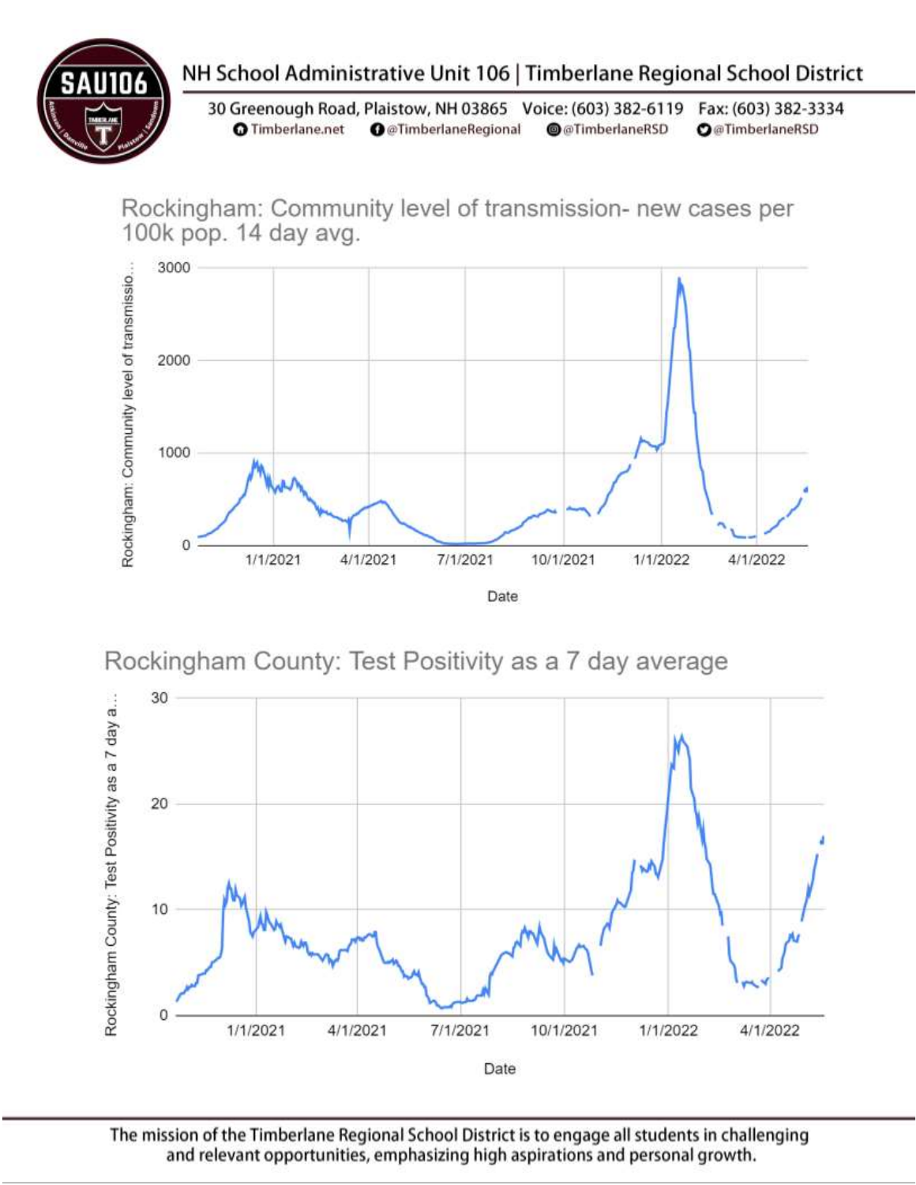# NH School Administrative Unit 106 | Timberlane Regional School District

30 Greenough Road, Plaistow, NH 03865 Voice: (603) 382-6119 Fax: (603) 382-3334
Timberlane.net @TimberlaneRegional @TimberlaneRSD @TimberlaneRSD

## Rockingham: Community level of transmission- new cases per 100k pop. 14 day avg.

Rockingham: Community level of transmissio...

3000
2000
1000
0

1/1/2021 4/1/2021 7/1/2021 10/1/2021 1/1/2022 4/1/2022

Date

## Rockingham County: Test Positivity as a 7 day average

Rockingham County: Test Positivity as a 7 day a...

30
20
10
0

1/1/2021 4/1/2021 7/1/2021 10/1/2021 1/1/2022 4/1/2022

Date

The mission of the Timberlane Regional School District is to engage all students in challenging and relevant opportunities, emphasizing high aspirations and personal growth.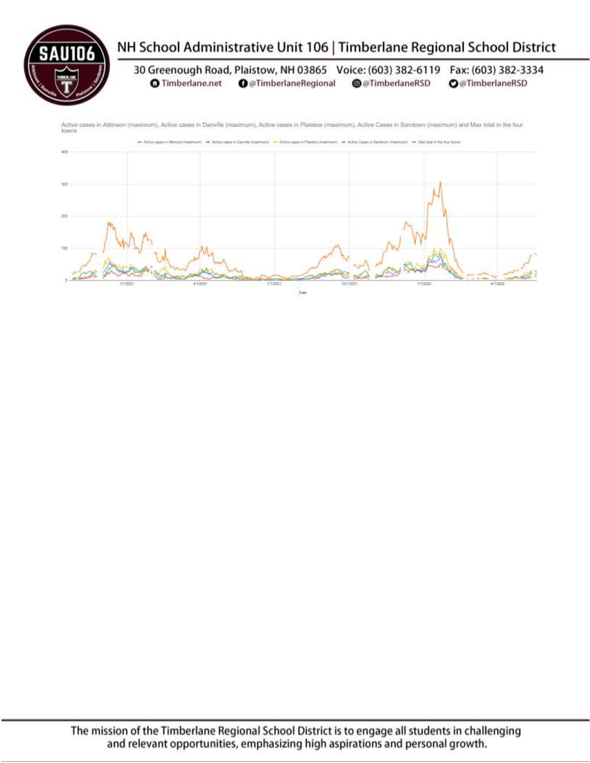Active cases in Atkinson (maximum), Active cases in Danville (maximum), Active cases in Plaistow (maximum), Active Cases in Sandown (maximum) and Max total in the four towns

Active cases in Atkinson (maximum) — Active cases in Danville (maximum) — Active cases in Plaistow (maximum) — Active Cases in Sandown (maximum) — Max total in the four towns

400

300

200

100

0

1/1/2021

4/1/2021

7/1/2021

10/1/2021

1/1/2022

4/1/2022

Date

The mission of the Timberlane Regional School District is to engage all students in challenging and relevant opportunities, emphasizing high aspirations and personal growth.